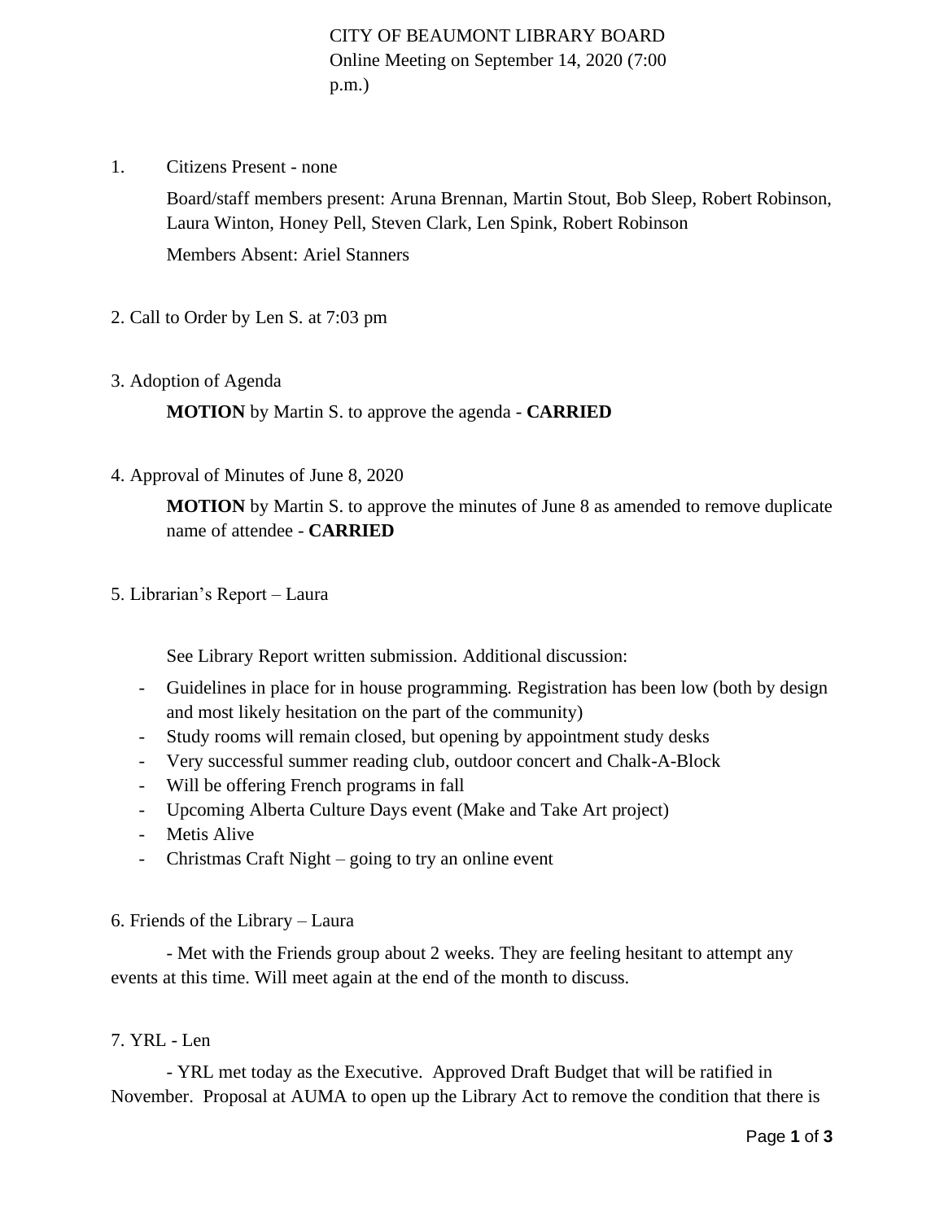# CITY OF BEAUMONT LIBRARY BOARD
Online Meeting on September 14, 2020 (7:00 p.m.)

1. Citizens Present - none

   Board/staff members present: Aruna Brennan, Martin Stout, Bob Sleep, Robert Robinson, Laura Winton, Honey Pell, Steven Clark, Len Spink, Robert Robinson

   Members Absent: Ariel Stanners

2. Call to Order by Len S. at 7:03 pm

3. Adoption of Agenda

   **MOTION** by Martin S. to approve the agenda - **CARRIED**

4. Approval of Minutes of June 8, 2020

   **MOTION** by Martin S. to approve the minutes of June 8 as amended to remove duplicate name of attendee - **CARRIED**

5. Librarian's Report – Laura

   See Library Report written submission. Additional discussion:

   - Guidelines in place for in house programming. Registration has been low (both by design and most likely hesitation on the part of the community)
   - Study rooms will remain closed, but opening by appointment study desks
   - Very successful summer reading club, outdoor concert and Chalk-A-Block
   - Will be offering French programs in fall
   - Upcoming Alberta Culture Days event (Make and Take Art project)
   - Metis Alive
   - Christmas Craft Night – going to try an online event

6. Friends of the Library – Laura

   - Met with the Friends group about 2 weeks. They are feeling hesitant to attempt any events at this time. Will meet again at the end of the month to discuss.

7. YRL - Len

   - YRL met today as the Executive. Approved Draft Budget that will be ratified in November. Proposal at AUMA to open up the Library Act to remove the condition that there is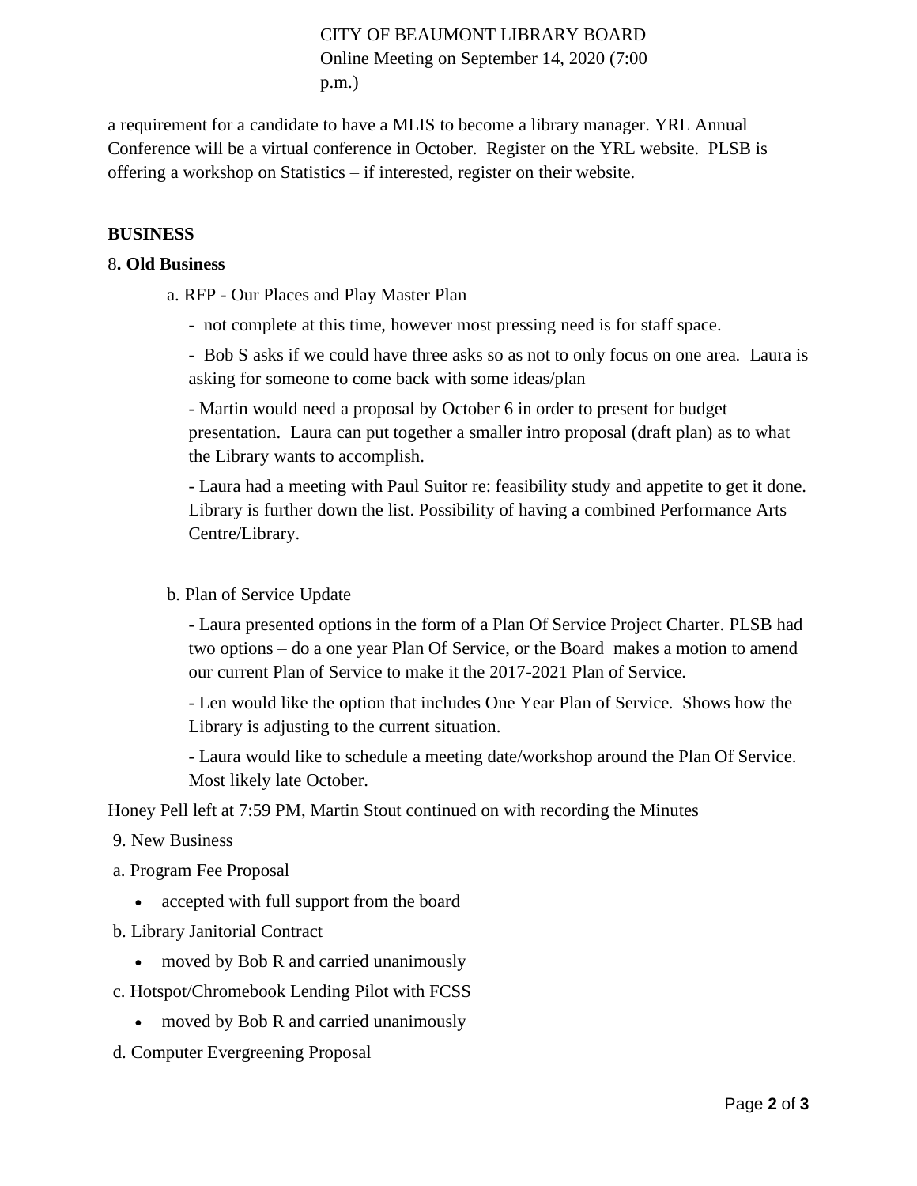a requirement for a candidate to have a MLIS to become a library manager. YRL Annual Conference will be a virtual conference in October. Register on the YRL website. PLSB is offering a workshop on Statistics – if interested, register on their website.

**BUSINESS**

8**. Old Business**

a. RFP - Our Places and Play Master Plan

- not complete at this time, however most pressing need is for staff space.
- Bob S asks if we could have three asks so as not to only focus on one area. Laura is asking for someone to come back with some ideas/plan
- Martin would need a proposal by October 6 in order to present for budget presentation. Laura can put together a smaller intro proposal (draft plan) as to what the Library wants to accomplish.
- Laura had a meeting with Paul Suitor re: feasibility study and appetite to get it done. Library is further down the list. Possibility of having a combined Performance Arts Centre/Library.

b. Plan of Service Update

- Laura presented options in the form of a Plan Of Service Project Charter. PLSB had two options – do a one year Plan Of Service, or the Board makes a motion to amend our current Plan of Service to make it the 2017-2021 Plan of Service.
- Len would like the option that includes One Year Plan of Service. Shows how the Library is adjusting to the current situation.
- Laura would like to schedule a meeting date/workshop around the Plan Of Service. Most likely late October.

Honey Pell left at 7:59 PM, Martin Stout continued on with recording the Minutes

9. New Business

a. Program Fee Proposal

- accepted with full support from the board

b. Library Janitorial Contract

- moved by Bob R and carried unanimously

c. Hotspot/Chromebook Lending Pilot with FCSS

- moved by Bob R and carried unanimously

d. Computer Evergreening Proposal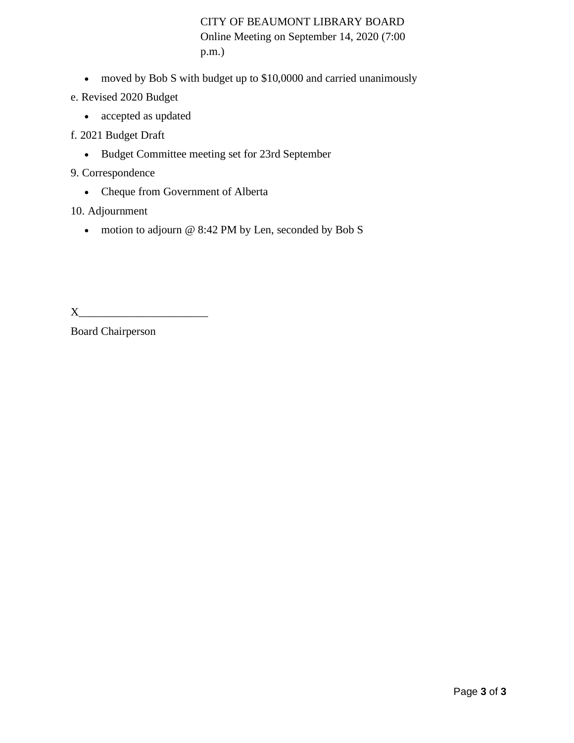- moved by Bob S with budget up to $10,0000 and carried unanimously

e. Revised 2020 Budget

- accepted as updated

f. 2021 Budget Draft

- Budget Committee meeting set for 23rd September

9. Correspondence

- Cheque from Government of Alberta

10. Adjournment

- motion to adjourn @ 8:42 PM by Len, seconded by Bob S

X______________________

Board Chairperson